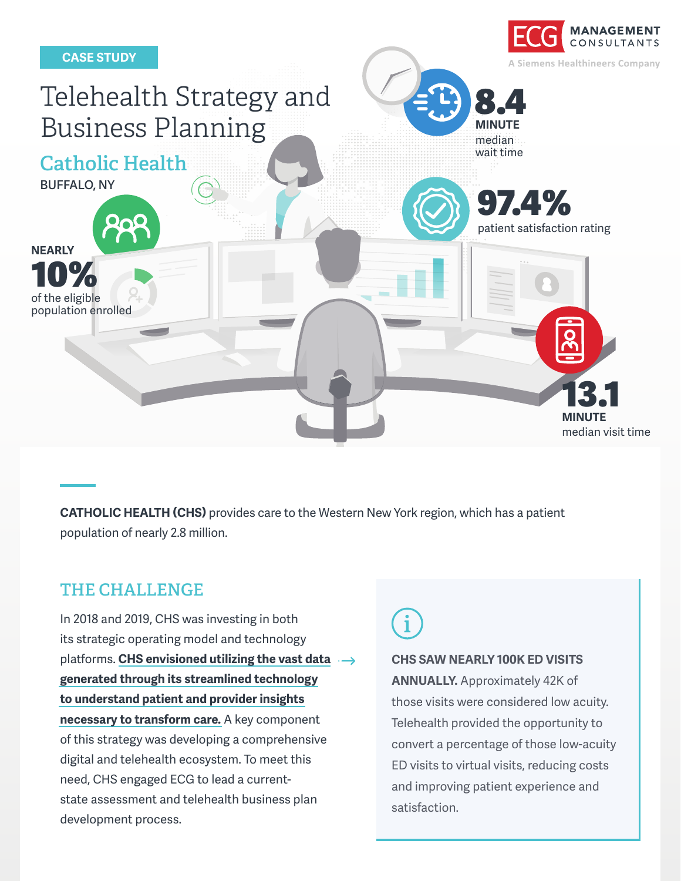CASE STUDY

ECG MANAGEMENT CONSULTANTS
A Siemens Healthineers Company

# Telehealth Strategy and Business Planning

## Catholic Health

BUFFALO, NY

**8.4** MINUTE median wait time

**97.4%** patient satisfaction rating

NEARLY **10%** of the eligible population enrolled

**13.1** MINUTE median visit time

**CATHOLIC HEALTH (CHS)** provides care to the Western New York region, which has a patient population of nearly 2.8 million.

## THE CHALLENGE

In 2018 and 2019, CHS was investing in both its strategic operating model and technology platforms. **CHS envisioned utilizing the vast data generated through its streamlined technology to understand patient and provider insights necessary to transform care.** A key component of this strategy was developing a comprehensive digital and telehealth ecosystem. To meet this need, CHS engaged ECG to lead a current-state assessment and telehealth business plan development process.

**CHS SAW NEARLY 100K ED VISITS ANNUALLY.** Approximately 42K of those visits were considered low acuity. Telehealth provided the opportunity to convert a percentage of those low-acuity ED visits to virtual visits, reducing costs and improving patient experience and satisfaction.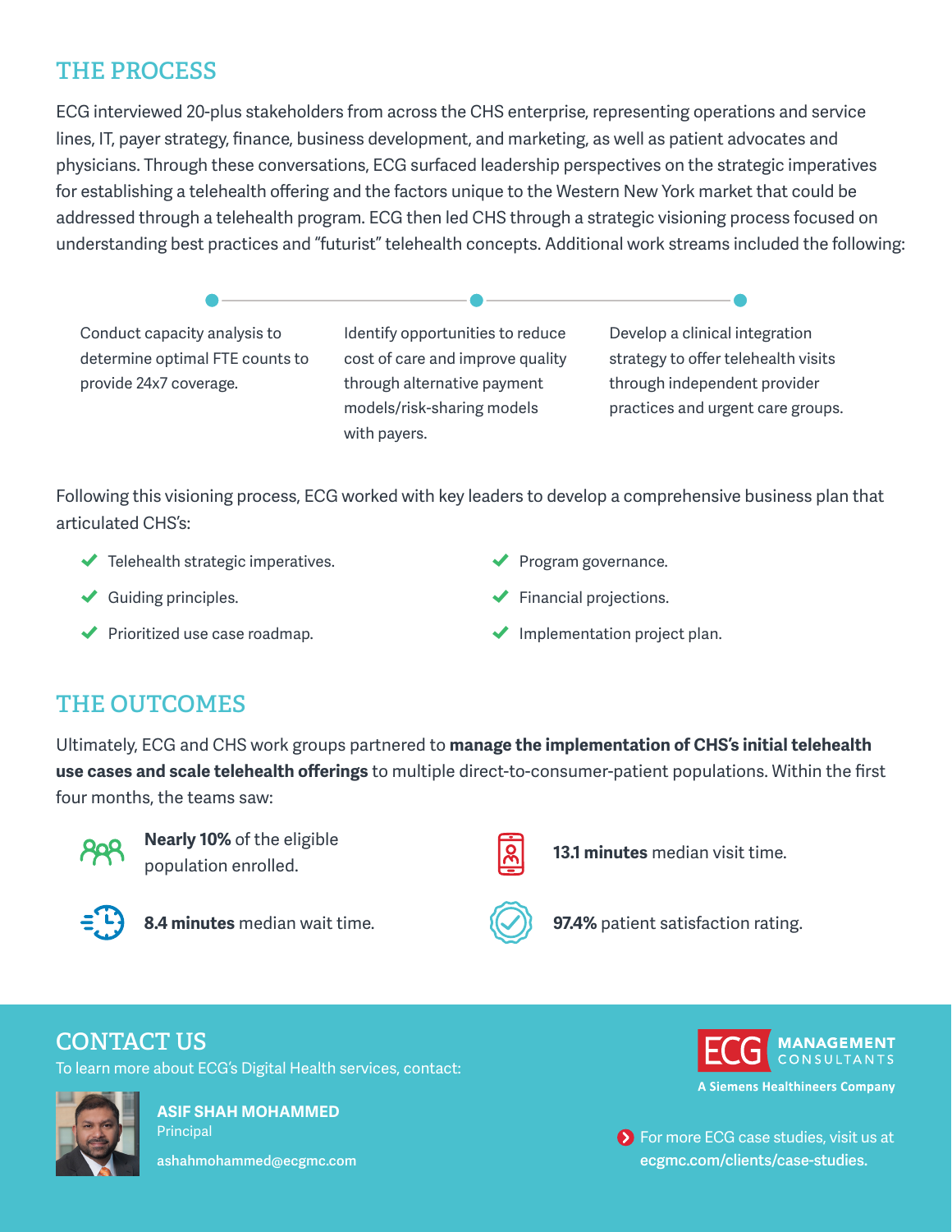## THE PROCESS

ECG interviewed 20-plus stakeholders from across the CHS enterprise, representing operations and service lines, IT, payer strategy, finance, business development, and marketing, as well as patient advocates and physicians. Through these conversations, ECG surfaced leadership perspectives on the strategic imperatives for establishing a telehealth offering and the factors unique to the Western New York market that could be addressed through a telehealth program. ECG then led CHS through a strategic visioning process focused on understanding best practices and "futurist" telehealth concepts. Additional work streams included the following:

- Conduct capacity analysis to determine optimal FTE counts to provide 24x7 coverage.
- Identify opportunities to reduce cost of care and improve quality through alternative payment models/risk-sharing models with payers.
- Develop a clinical integration strategy to offer telehealth visits through independent provider practices and urgent care groups.

Following this visioning process, ECG worked with key leaders to develop a comprehensive business plan that articulated CHS's:

- Telehealth strategic imperatives.
- Guiding principles.
- Prioritized use case roadmap.
- Program governance.
- Financial projections.
- Implementation project plan.

## THE OUTCOMES

Ultimately, ECG and CHS work groups partnered to **manage the implementation of CHS's initial telehealth use cases and scale telehealth offerings** to multiple direct-to-consumer-patient populations. Within the first four months, the teams saw:

- **Nearly 10%** of the eligible population enrolled.
- **13.1 minutes** median visit time.
- **8.4 minutes** median wait time.
- **97.4%** patient satisfaction rating.

## CONTACT US

To learn more about ECG's Digital Health services, contact:

**ASIF SHAH MOHAMMED**
Principal
ashahmohammed@ecgmc.com

ECG MANAGEMENT CONSULTANTS
A Siemens Healthineers Company

For more ECG case studies, visit us at **ecgmc.com/clients/case-studies.**